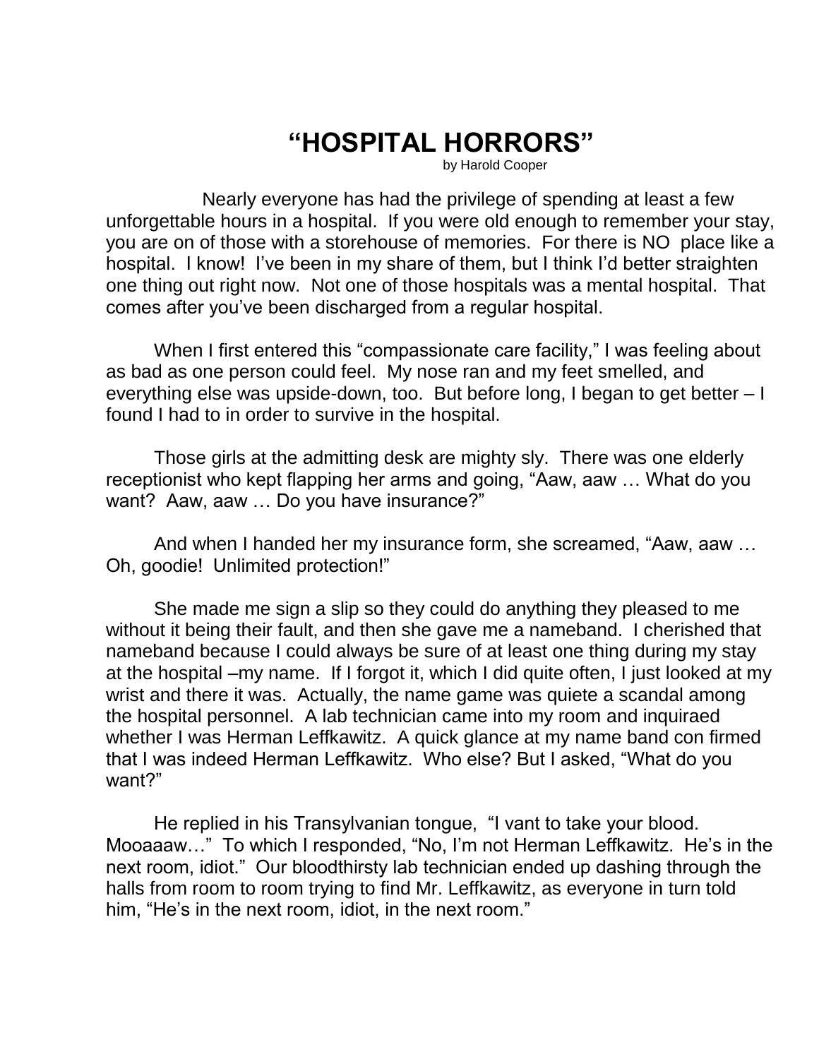# "HOSPITAL HORRORS"

by Harold Cooper

Nearly everyone has had the privilege of spending at least a few unforgettable hours in a hospital. If you were old enough to remember your stay, you are on of those with a storehouse of memories. For there is NO place like a hospital. I know! I've been in my share of them, but I think I'd better straighten one thing out right now. Not one of those hospitals was a mental hospital. That comes after you've been discharged from a regular hospital.

When I first entered this "compassionate care facility," I was feeling about as bad as one person could feel. My nose ran and my feet smelled, and everything else was upside-down, too. But before long, I began to get better – I found I had to in order to survive in the hospital.

Those girls at the admitting desk are mighty sly. There was one elderly receptionist who kept flapping her arms and going, "Aaw, aaw … What do you want? Aaw, aaw … Do you have insurance?"

And when I handed her my insurance form, she screamed, "Aaw, aaw … Oh, goodie! Unlimited protection!"

She made me sign a slip so they could do anything they pleased to me without it being their fault, and then she gave me a nameband. I cherished that nameband because I could always be sure of at least one thing during my stay at the hospital –my name. If I forgot it, which I did quite often, I just looked at my wrist and there it was. Actually, the name game was quiete a scandal among the hospital personnel. A lab technician came into my room and inquiraed whether I was Herman Leffkawitz. A quick glance at my name band con firmed that I was indeed Herman Leffkawitz. Who else? But I asked, "What do you want?"

He replied in his Transylvanian tongue, "I vant to take your blood. Mooaaaw…" To which I responded, "No, I'm not Herman Leffkawitz. He's in the next room, idiot." Our bloodthirsty lab technician ended up dashing through the halls from room to room trying to find Mr. Leffkawitz, as everyone in turn told him, "He's in the next room, idiot, in the next room."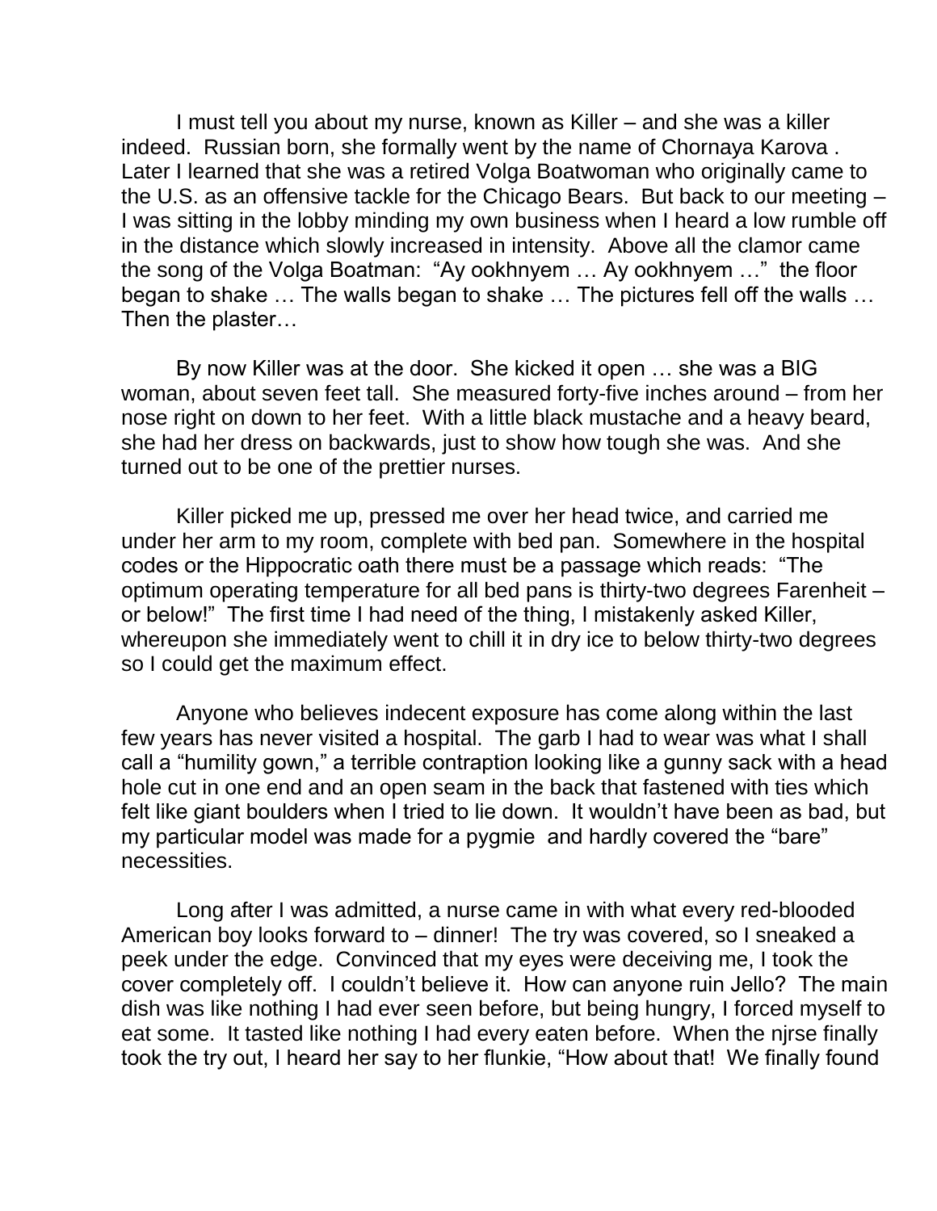I must tell you about my nurse, known as Killer – and she was a killer indeed. Russian born, she formally went by the name of Chornaya Karova . Later I learned that she was a retired Volga Boatwoman who originally came to the U.S. as an offensive tackle for the Chicago Bears. But back to our meeting – I was sitting in the lobby minding my own business when I heard a low rumble off in the distance which slowly increased in intensity. Above all the clamor came the song of the Volga Boatman: "Ay ookhnyem … Ay ookhnyem …" the floor began to shake … The walls began to shake … The pictures fell off the walls … Then the plaster…

By now Killer was at the door. She kicked it open … she was a BIG woman, about seven feet tall. She measured forty-five inches around – from her nose right on down to her feet. With a little black mustache and a heavy beard, she had her dress on backwards, just to show how tough she was. And she turned out to be one of the prettier nurses.

Killer picked me up, pressed me over her head twice, and carried me under her arm to my room, complete with bed pan. Somewhere in the hospital codes or the Hippocratic oath there must be a passage which reads: "The optimum operating temperature for all bed pans is thirty-two degrees Farenheit – or below!" The first time I had need of the thing, I mistakenly asked Killer, whereupon she immediately went to chill it in dry ice to below thirty-two degrees so I could get the maximum effect.

Anyone who believes indecent exposure has come along within the last few years has never visited a hospital. The garb I had to wear was what I shall call a "humility gown," a terrible contraption looking like a gunny sack with a head hole cut in one end and an open seam in the back that fastened with ties which felt like giant boulders when I tried to lie down. It wouldn't have been as bad, but my particular model was made for a pygmie and hardly covered the "bare" necessities.

Long after I was admitted, a nurse came in with what every red-blooded American boy looks forward to – dinner! The try was covered, so I sneaked a peek under the edge. Convinced that my eyes were deceiving me, I took the cover completely off. I couldn't believe it. How can anyone ruin Jello? The main dish was like nothing I had ever seen before, but being hungry, I forced myself to eat some. It tasted like nothing I had every eaten before. When the njrse finally took the try out, I heard her say to her flunkie, "How about that! We finally found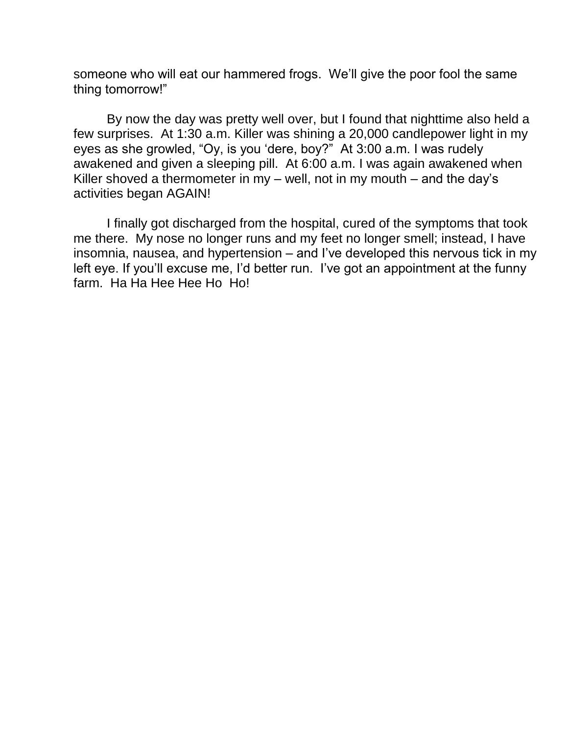someone who will eat our hammered frogs. We'll give the poor fool the same thing tomorrow!"

By now the day was pretty well over, but I found that nighttime also held a few surprises. At 1:30 a.m. Killer was shining a 20,000 candlepower light in my eyes as she growled, "Oy, is you 'dere, boy?" At 3:00 a.m. I was rudely awakened and given a sleeping pill. At 6:00 a.m. I was again awakened when Killer shoved a thermometer in my – well, not in my mouth – and the day's activities began AGAIN!

I finally got discharged from the hospital, cured of the symptoms that took me there. My nose no longer runs and my feet no longer smell; instead, I have insomnia, nausea, and hypertension – and I've developed this nervous tick in my left eye. If you'll excuse me, I'd better run. I've got an appointment at the funny farm. Ha Ha Hee Hee Ho Ho!